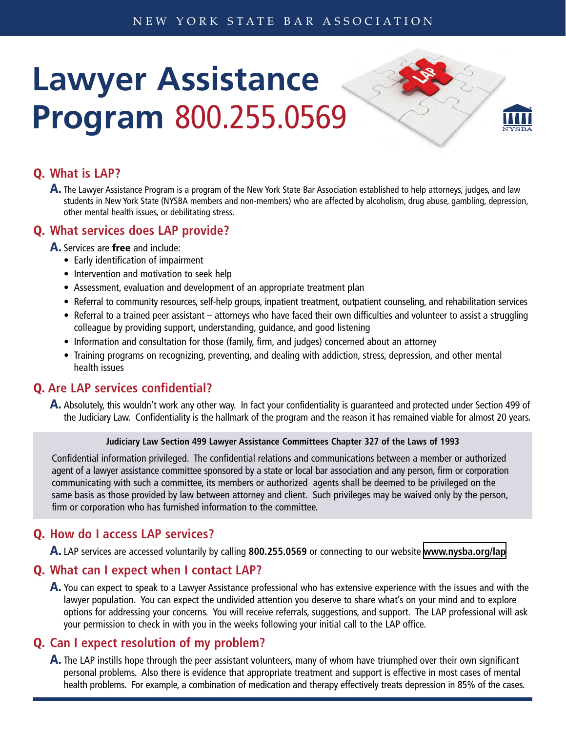NEW YORK STATE BAR ASSOCIATION

# Lawyer Assistance Program 800.255.0569

## Q. What is LAP?

**A.** The Lawyer Assistance Program is a program of the New York State Bar Association established to help attorneys, judges, and law students in New York State (NYSBA members and non-members) who are affected by alcoholism, drug abuse, gambling, depression, other mental health issues, or debilitating stress.

## Q. What services does LAP provide?

**A.** Services are **free** and include:

- Early identification of impairment
- Intervention and motivation to seek help
- Assessment, evaluation and development of an appropriate treatment plan
- Referral to community resources, self-help groups, inpatient treatment, outpatient counseling, and rehabilitation services
- Referral to a trained peer assistant – attorneys who have faced their own difficulties and volunteer to assist a struggling colleague by providing support, understanding, guidance, and good listening
- Information and consultation for those (family, firm, and judges) concerned about an attorney
- Training programs on recognizing, preventing, and dealing with addiction, stress, depression, and other mental health issues

## Q. Are LAP services confidential?

**A.** Absolutely, this wouldn't work any other way. In fact your confidentiality is guaranteed and protected under Section 499 of the Judiciary Law. Confidentiality is the hallmark of the program and the reason it has remained viable for almost 20 years.

**Judiciary Law Section 499 Lawyer Assistance Committees Chapter 327 of the Laws of 1993**

Confidential information privileged. The confidential relations and communications between a member or authorized agent of a lawyer assistance committee sponsored by a state or local bar association and any person, firm or corporation communicating with such a committee, its members or authorized agents shall be deemed to be privileged on the same basis as those provided by law between attorney and client. Such privileges may be waived only by the person, firm or corporation who has furnished information to the committee.

## Q. How do I access LAP services?

**A.** LAP services are accessed voluntarily by calling **800.255.0569** or connecting to our website **www.nysba.org/lap**

## Q. What can I expect when I contact LAP?

**A.** You can expect to speak to a Lawyer Assistance professional who has extensive experience with the issues and with the lawyer population. You can expect the undivided attention you deserve to share what's on your mind and to explore options for addressing your concerns. You will receive referrals, suggestions, and support. The LAP professional will ask your permission to check in with you in the weeks following your initial call to the LAP office.

## Q. Can I expect resolution of my problem?

**A.** The LAP instills hope through the peer assistant volunteers, many of whom have triumphed over their own significant personal problems. Also there is evidence that appropriate treatment and support is effective in most cases of mental health problems. For example, a combination of medication and therapy effectively treats depression in 85% of the cases.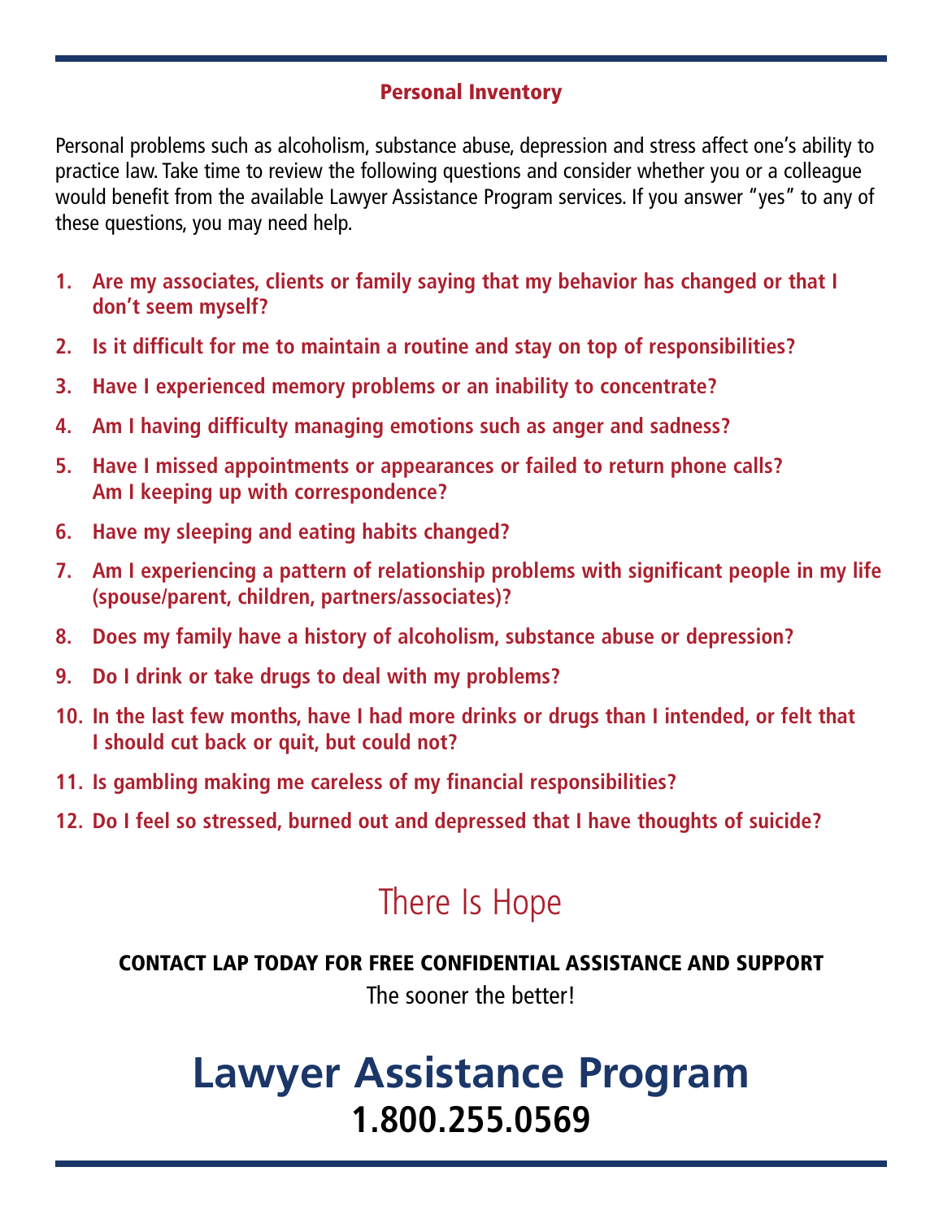## Personal Inventory

Personal problems such as alcoholism, substance abuse, depression and stress affect one's ability to practice law. Take time to review the following questions and consider whether you or a colleague would benefit from the available Lawyer Assistance Program services. If you answer "yes" to any of these questions, you may need help.

1. **Are my associates, clients or family saying that my behavior has changed or that I don't seem myself?**
2. **Is it difficult for me to maintain a routine and stay on top of responsibilities?**
3. **Have I experienced memory problems or an inability to concentrate?**
4. **Am I having difficulty managing emotions such as anger and sadness?**
5. **Have I missed appointments or appearances or failed to return phone calls? Am I keeping up with correspondence?**
6. **Have my sleeping and eating habits changed?**
7. **Am I experiencing a pattern of relationship problems with significant people in my life (spouse/parent, children, partners/associates)?**
8. **Does my family have a history of alcoholism, substance abuse or depression?**
9. **Do I drink or take drugs to deal with my problems?**
10. **In the last few months, have I had more drinks or drugs than I intended, or felt that I should cut back or quit, but could not?**
11. **Is gambling making me careless of my financial responsibilities?**
12. **Do I feel so stressed, burned out and depressed that I have thoughts of suicide?**

## There Is Hope

**CONTACT LAP TODAY FOR FREE CONFIDENTIAL ASSISTANCE AND SUPPORT**

The sooner the better!

# Lawyer Assistance Program

**1.800.255.0569**